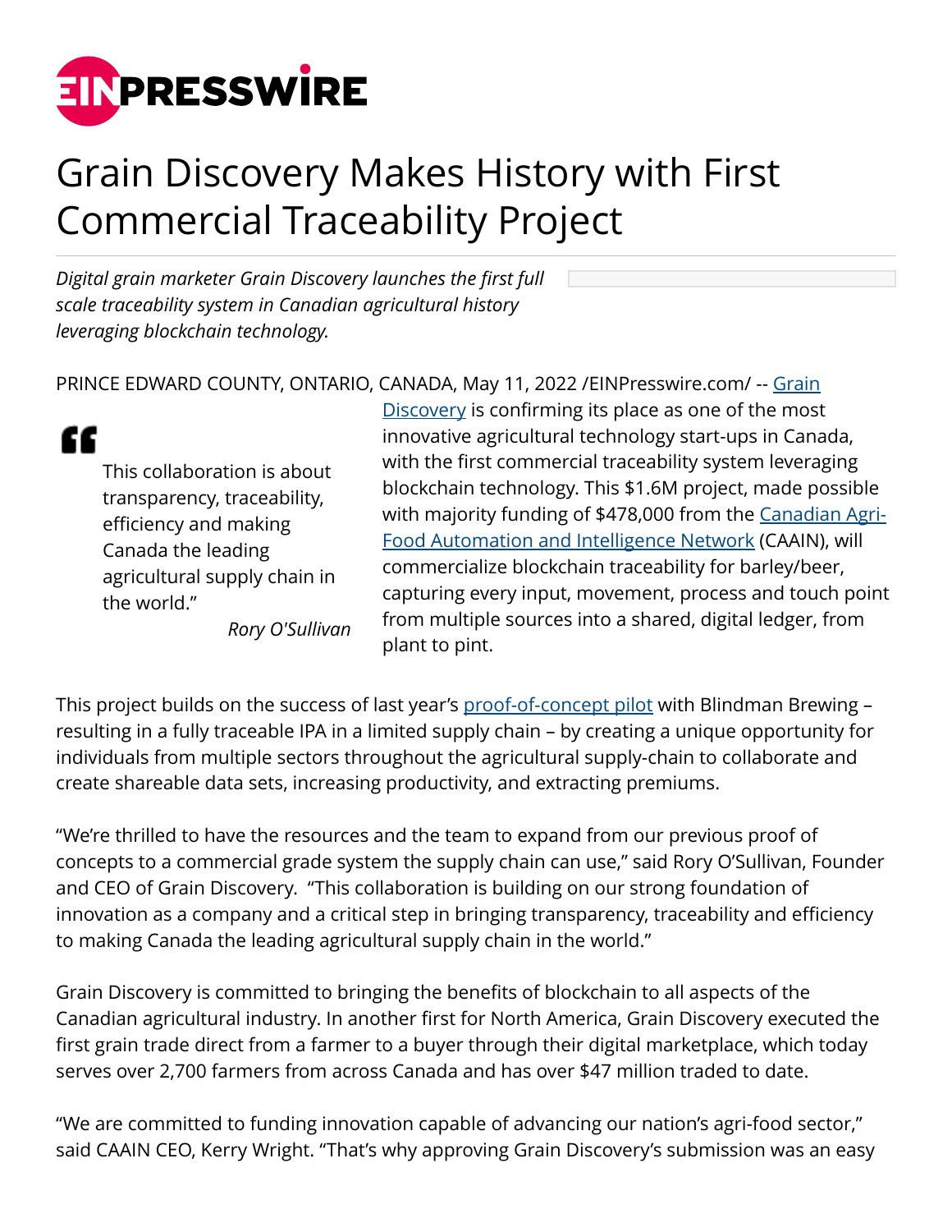# Grain Discovery Makes History with First Commercial Traceability Project

*Digital grain marketer Grain Discovery launches the first full scale traceability system in Canadian agricultural history leveraging blockchain technology.*

PRINCE EDWARD COUNTY, ONTARIO, CANADA, May 11, 2022 /EINPresswire.com/ -- [Grain Discovery](Grain Discovery) is confirming its place as one of the most innovative agricultural technology start-ups in Canada, with the first commercial traceability system leveraging blockchain technology. This $1.6M project, made possible with majority funding of $478,000 from the [Canadian Agri-Food Automation and Intelligence Network](Canadian Agri-Food Automation and Intelligence Network) (CAAIN), will commercialize blockchain traceability for barley/beer, capturing every input, movement, process and touch point from multiple sources into a shared, digital ledger, from plant to pint.

> "This collaboration is about transparency, traceability, efficiency and making Canada the leading agricultural supply chain in the world."
>
> *Rory O'Sullivan*

This project builds on the success of last year's proof-of-concept pilot with Blindman Brewing – resulting in a fully traceable IPA in a limited supply chain – by creating a unique opportunity for individuals from multiple sectors throughout the agricultural supply-chain to collaborate and create shareable data sets, increasing productivity, and extracting premiums.

"We're thrilled to have the resources and the team to expand from our previous proof of concepts to a commercial grade system the supply chain can use," said Rory O'Sullivan, Founder and CEO of Grain Discovery. "This collaboration is building on our strong foundation of innovation as a company and a critical step in bringing transparency, traceability and efficiency to making Canada the leading agricultural supply chain in the world."

Grain Discovery is committed to bringing the benefits of blockchain to all aspects of the Canadian agricultural industry. In another first for North America, Grain Discovery executed the first grain trade direct from a farmer to a buyer through their digital marketplace, which today serves over 2,700 farmers from across Canada and has over $47 million traded to date.

"We are committed to funding innovation capable of advancing our nation's agri-food sector," said CAAIN CEO, Kerry Wright. "That's why approving Grain Discovery's submission was an easy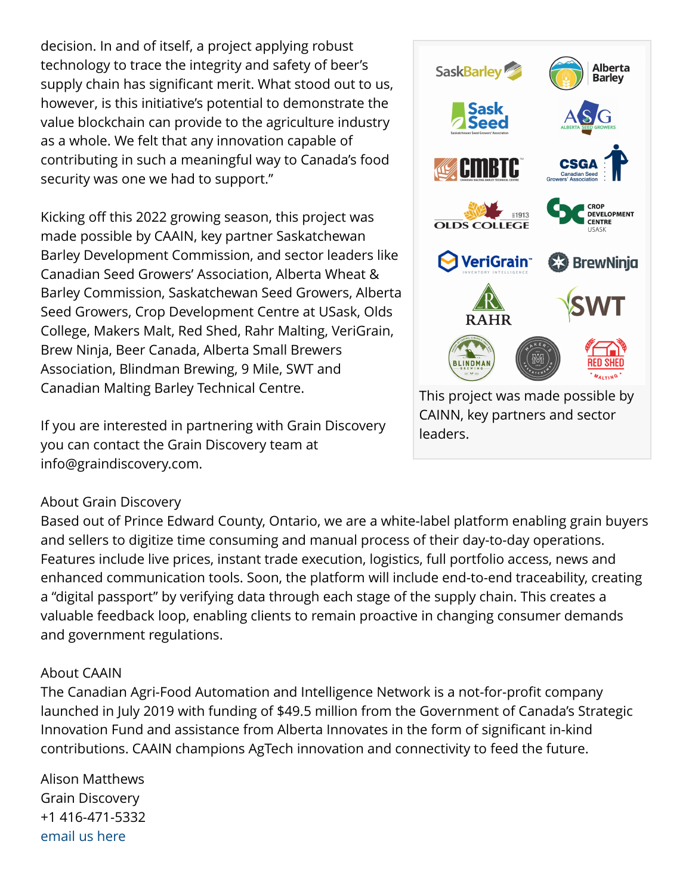decision. In and of itself, a project applying robust technology to trace the integrity and safety of beer's supply chain has significant merit. What stood out to us, however, is this initiative's potential to demonstrate the value blockchain can provide to the agriculture industry as a whole. We felt that any innovation capable of contributing in such a meaningful way to Canada's food security was one we had to support."

Kicking off this 2022 growing season, this project was made possible by CAAIN, key partner Saskatchewan Barley Development Commission, and sector leaders like Canadian Seed Growers' Association, Alberta Wheat & Barley Commission, Saskatchewan Seed Growers, Alberta Seed Growers, Crop Development Centre at USask, Olds College, Makers Malt, Red Shed, Rahr Malting, VeriGrain, Brew Ninja, Beer Canada, Alberta Small Brewers Association, Blindman Brewing, 9 Mile, SWT and Canadian Malting Barley Technical Centre.

This project was made possible by CAINN, key partners and sector leaders.

If you are interested in partnering with Grain Discovery you can contact the Grain Discovery team at info@graindiscovery.com.

About Grain Discovery
Based out of Prince Edward County, Ontario, we are a white-label platform enabling grain buyers and sellers to digitize time consuming and manual process of their day-to-day operations. Features include live prices, instant trade execution, logistics, full portfolio access, news and enhanced communication tools. Soon, the platform will include end-to-end traceability, creating a "digital passport" by verifying data through each stage of the supply chain. This creates a valuable feedback loop, enabling clients to remain proactive in changing consumer demands and government regulations.

About CAAIN
The Canadian Agri-Food Automation and Intelligence Network is a not-for-profit company launched in July 2019 with funding of $49.5 million from the Government of Canada's Strategic Innovation Fund and assistance from Alberta Innovates in the form of significant in-kind contributions. CAAIN champions AgTech innovation and connectivity to feed the future.

Alison Matthews
Grain Discovery
+1 416-471-5332
email us here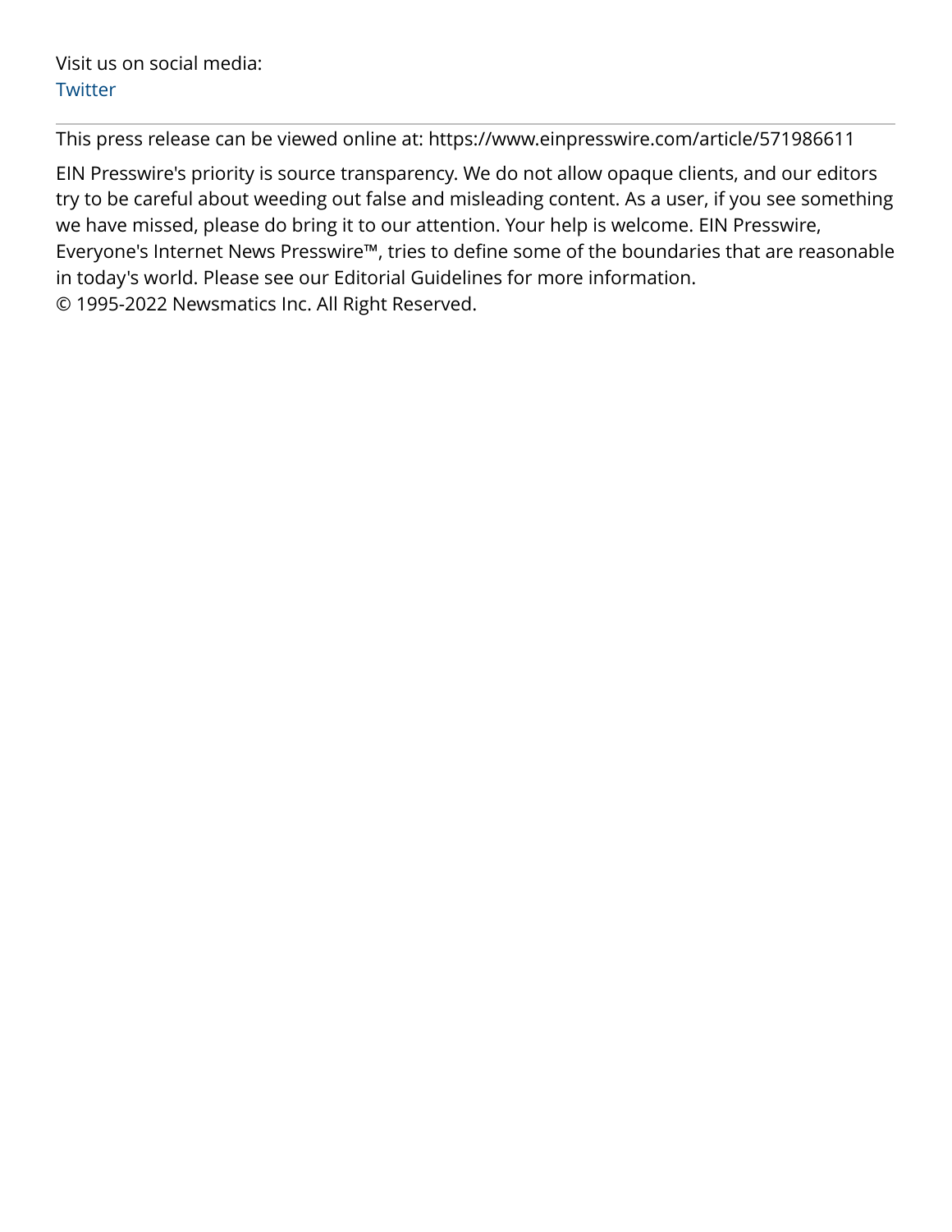Visit us on social media:
Twitter

---

This press release can be viewed online at: https://www.einpresswire.com/article/571986611

EIN Presswire's priority is source transparency. We do not allow opaque clients, and our editors try to be careful about weeding out false and misleading content. As a user, if you see something we have missed, please do bring it to our attention. Your help is welcome. EIN Presswire, Everyone's Internet News Presswire™, tries to define some of the boundaries that are reasonable in today's world. Please see our Editorial Guidelines for more information.
© 1995-2022 Newsmatics Inc. All Right Reserved.